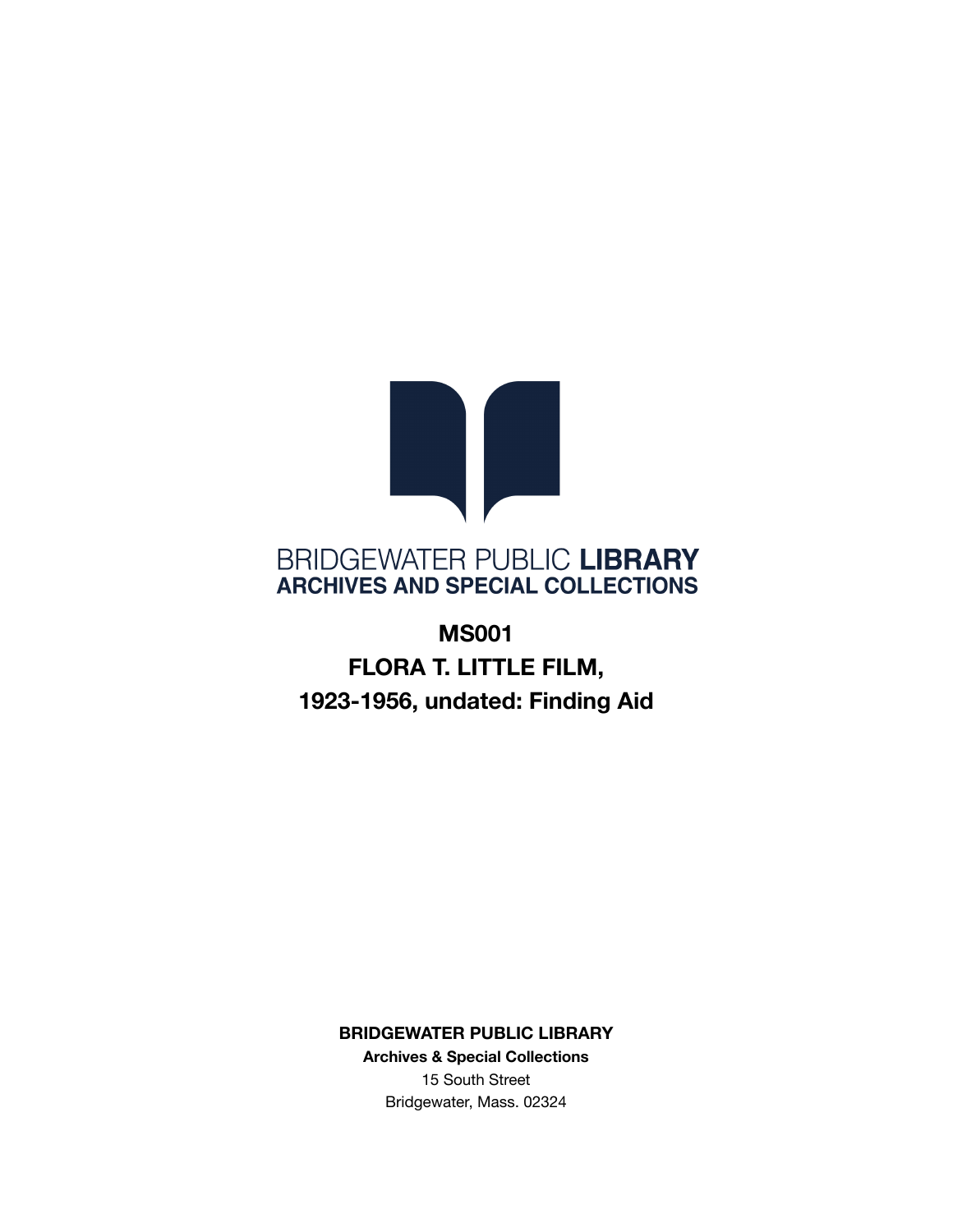BRIDGEWATER PUBLIC **LIBRARY**
**ARCHIVES AND SPECIAL COLLECTIONS**

# MS001
# FLORA T. LITTLE FILM, 1923-1956, undated: Finding Aid

**BRIDGEWATER PUBLIC LIBRARY**
**Archives & Special Collections**
15 South Street
Bridgewater, Mass. 02324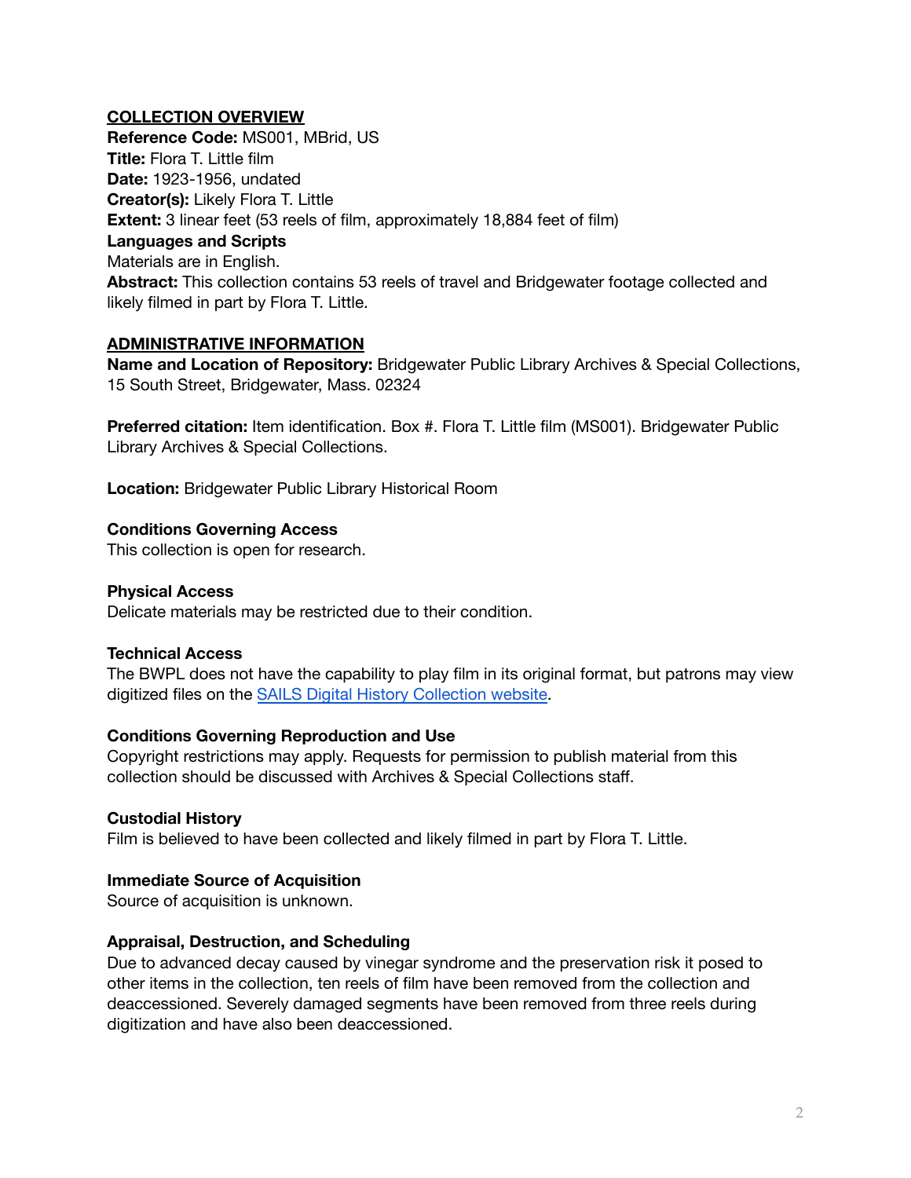## COLLECTION OVERVIEW

**Reference Code:** MS001, MBrid, US
**Title:** Flora T. Little film
**Date:** 1923-1956, undated
**Creator(s):** Likely Flora T. Little
**Extent:** 3 linear feet (53 reels of film, approximately 18,884 feet of film)
**Languages and Scripts**
Materials are in English.
**Abstract:** This collection contains 53 reels of travel and Bridgewater footage collected and likely filmed in part by Flora T. Little.

## ADMINISTRATIVE INFORMATION

**Name and Location of Repository:** Bridgewater Public Library Archives & Special Collections, 15 South Street, Bridgewater, Mass. 02324

**Preferred citation:** Item identification. Box #. Flora T. Little film (MS001). Bridgewater Public Library Archives & Special Collections.

**Location:** Bridgewater Public Library Historical Room

### Conditions Governing Access

This collection is open for research.

### Physical Access

Delicate materials may be restricted due to their condition.

### Technical Access

The BWPL does not have the capability to play film in its original format, but patrons may view digitized files on the SAILS Digital History Collection website.

### Conditions Governing Reproduction and Use

Copyright restrictions may apply. Requests for permission to publish material from this collection should be discussed with Archives & Special Collections staff.

### Custodial History

Film is believed to have been collected and likely filmed in part by Flora T. Little.

### Immediate Source of Acquisition

Source of acquisition is unknown.

### Appraisal, Destruction, and Scheduling

Due to advanced decay caused by vinegar syndrome and the preservation risk it posed to other items in the collection, ten reels of film have been removed from the collection and deaccessioned. Severely damaged segments have been removed from three reels during digitization and have also been deaccessioned.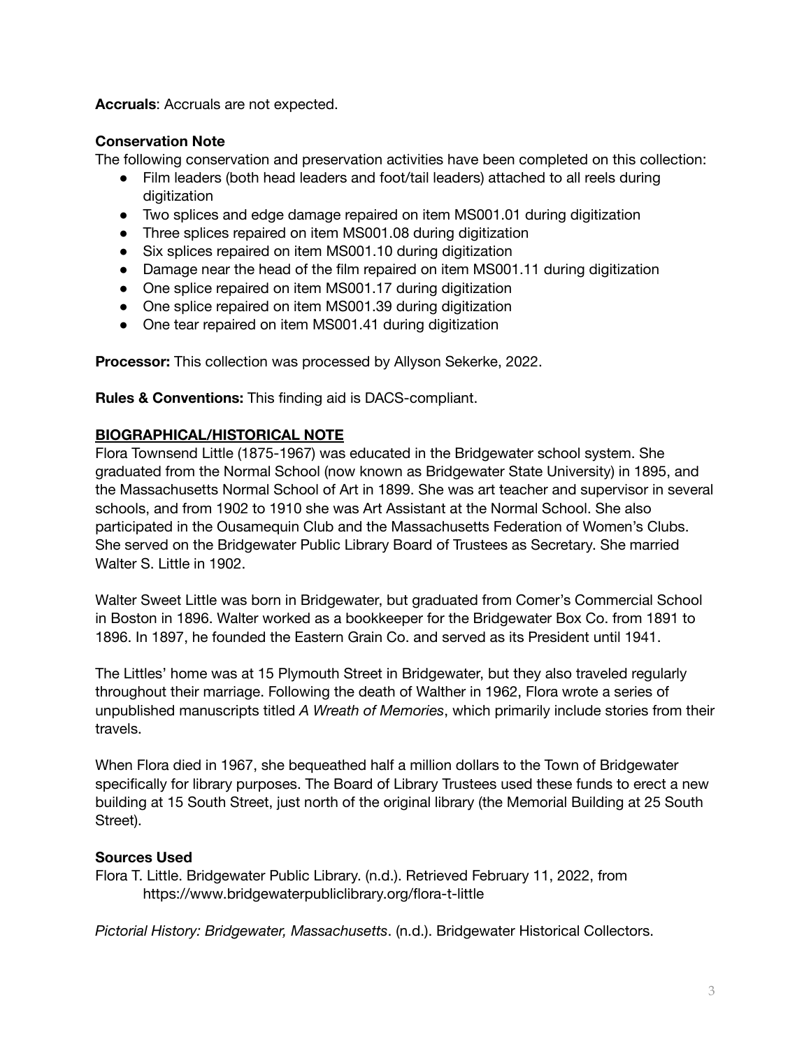**Accruals**: Accruals are not expected.

**Conservation Note**

The following conservation and preservation activities have been completed on this collection:

- Film leaders (both head leaders and foot/tail leaders) attached to all reels during digitization
- Two splices and edge damage repaired on item MS001.01 during digitization
- Three splices repaired on item MS001.08 during digitization
- Six splices repaired on item MS001.10 during digitization
- Damage near the head of the film repaired on item MS001.11 during digitization
- One splice repaired on item MS001.17 during digitization
- One splice repaired on item MS001.39 during digitization
- One tear repaired on item MS001.41 during digitization

**Processor:** This collection was processed by Allyson Sekerke, 2022.

**Rules & Conventions:** This finding aid is DACS-compliant.

## BIOGRAPHICAL/HISTORICAL NOTE

Flora Townsend Little (1875-1967) was educated in the Bridgewater school system. She graduated from the Normal School (now known as Bridgewater State University) in 1895, and the Massachusetts Normal School of Art in 1899. She was art teacher and supervisor in several schools, and from 1902 to 1910 she was Art Assistant at the Normal School. She also participated in the Ousamequin Club and the Massachusetts Federation of Women's Clubs. She served on the Bridgewater Public Library Board of Trustees as Secretary. She married Walter S. Little in 1902.

Walter Sweet Little was born in Bridgewater, but graduated from Comer's Commercial School in Boston in 1896. Walter worked as a bookkeeper for the Bridgewater Box Co. from 1891 to 1896. In 1897, he founded the Eastern Grain Co. and served as its President until 1941.

The Littles' home was at 15 Plymouth Street in Bridgewater, but they also traveled regularly throughout their marriage. Following the death of Walther in 1962, Flora wrote a series of unpublished manuscripts titled *A Wreath of Memories*, which primarily include stories from their travels.

When Flora died in 1967, she bequeathed half a million dollars to the Town of Bridgewater specifically for library purposes. The Board of Library Trustees used these funds to erect a new building at 15 South Street, just north of the original library (the Memorial Building at 25 South Street).

**Sources Used**

Flora T. Little. Bridgewater Public Library. (n.d.). Retrieved February 11, 2022, from https://www.bridgewaterpubliclibrary.org/flora-t-little

*Pictorial History: Bridgewater, Massachusetts*. (n.d.). Bridgewater Historical Collectors.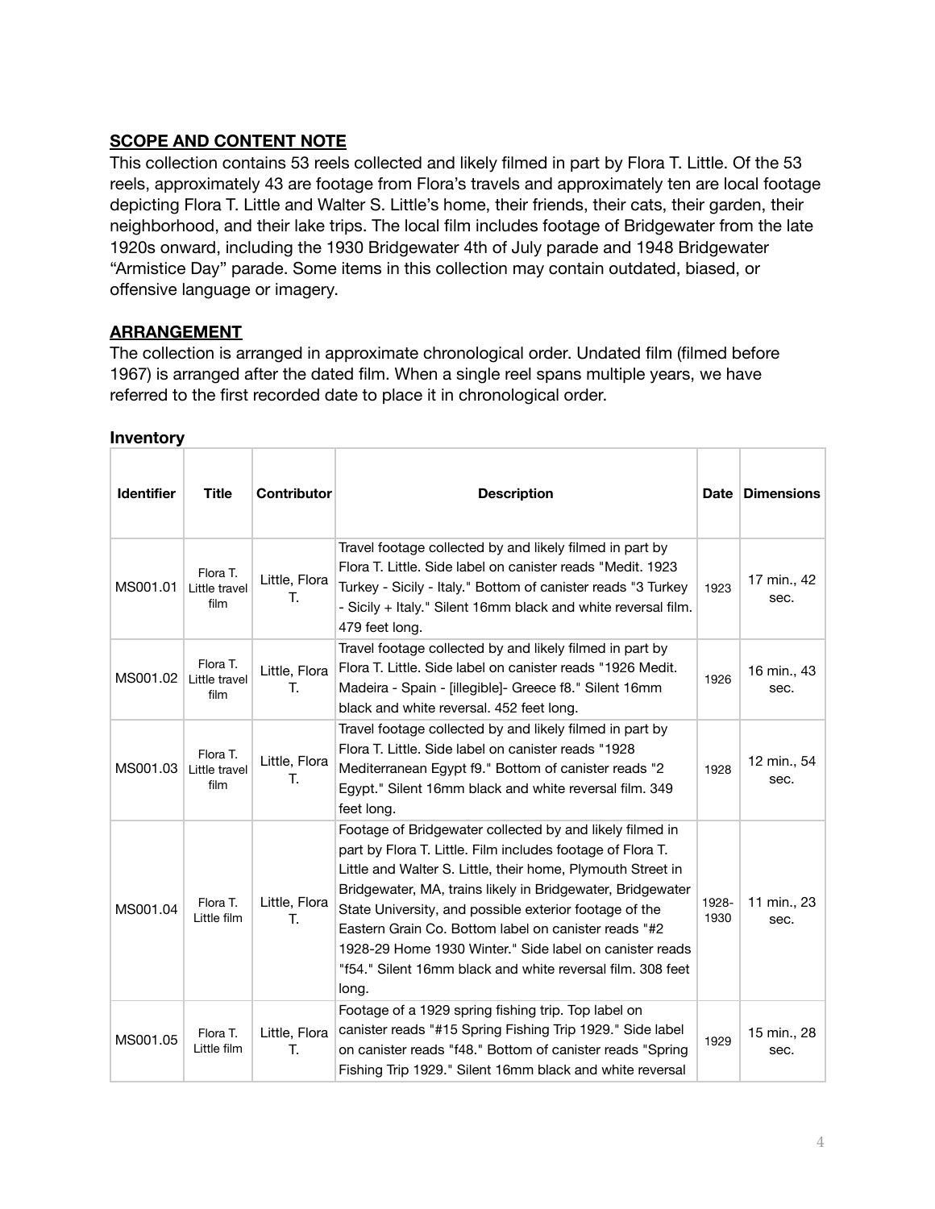## SCOPE AND CONTENT NOTE

This collection contains 53 reels collected and likely filmed in part by Flora T. Little. Of the 53 reels, approximately 43 are footage from Flora's travels and approximately ten are local footage depicting Flora T. Little and Walter S. Little's home, their friends, their cats, their garden, their neighborhood, and their lake trips. The local film includes footage of Bridgewater from the late 1920s onward, including the 1930 Bridgewater 4th of July parade and 1948 Bridgewater "Armistice Day" parade. Some items in this collection may contain outdated, biased, or offensive language or imagery.

## ARRANGEMENT

The collection is arranged in approximate chronological order. Undated film (filmed before 1967) is arranged after the dated film. When a single reel spans multiple years, we have referred to the first recorded date to place it in chronological order.

### Inventory

| Identifier | Title | Contributor | Description | Date | Dimensions |
|---|---|---|---|---|---|
| MS001.01 | Flora T. Little travel film | Little, Flora T. | Travel footage collected by and likely filmed in part by Flora T. Little. Side label on canister reads "Medit. 1923 Turkey - Sicily - Italy." Bottom of canister reads "3 Turkey - Sicily + Italy." Silent 16mm black and white reversal film. 479 feet long. | 1923 | 17 min., 42 sec. |
| MS001.02 | Flora T. Little travel film | Little, Flora T. | Travel footage collected by and likely filmed in part by Flora T. Little. Side label on canister reads "1926 Medit. Madeira - Spain - [illegible]- Greece f8." Silent 16mm black and white reversal. 452 feet long. | 1926 | 16 min., 43 sec. |
| MS001.03 | Flora T. Little travel film | Little, Flora T. | Travel footage collected by and likely filmed in part by Flora T. Little. Side label on canister reads "1928 Mediterranean Egypt f9." Bottom of canister reads "2 Egypt." Silent 16mm black and white reversal film. 349 feet long. | 1928 | 12 min., 54 sec. |
| MS001.04 | Flora T. Little film | Little, Flora T. | Footage of Bridgewater collected by and likely filmed in part by Flora T. Little. Film includes footage of Flora T. Little and Walter S. Little, their home, Plymouth Street in Bridgewater, MA, trains likely in Bridgewater, Bridgewater State University, and possible exterior footage of the Eastern Grain Co. Bottom label on canister reads "#2 1928-29 Home 1930 Winter." Side label on canister reads "f54." Silent 16mm black and white reversal film. 308 feet long. | 1928-1930 | 11 min., 23 sec. |
| MS001.05 | Flora T. Little film | Little, Flora T. | Footage of a 1929 spring fishing trip. Top label on canister reads "#15 Spring Fishing Trip 1929." Side label on canister reads "f48." Bottom of canister reads "Spring Fishing Trip 1929." Silent 16mm black and white reversal | 1929 | 15 min., 28 sec. |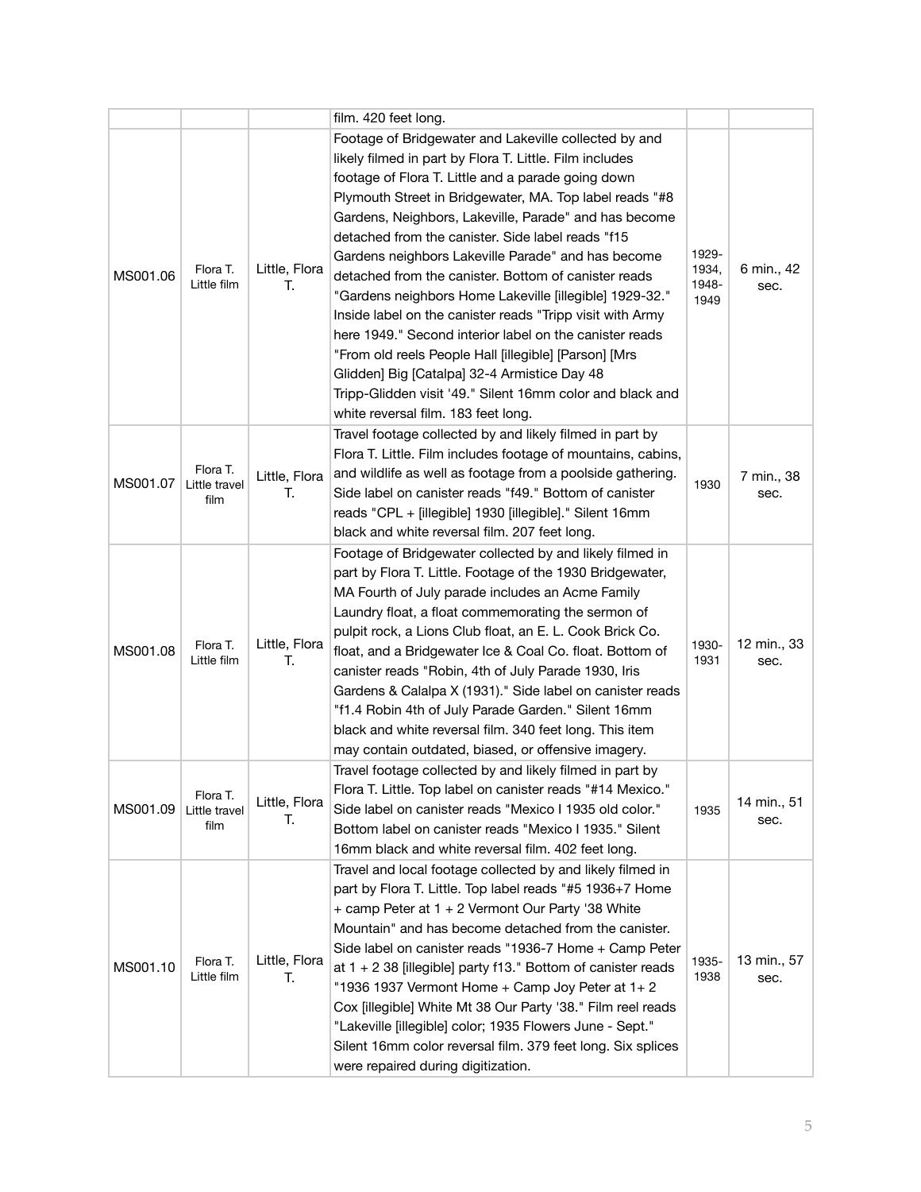| | | | film. 420 feet long. | | |
|---|---|---|---|---|---|
| MS001.06 | Flora T. Little film | Little, Flora T. | Footage of Bridgewater and Lakeville collected by and likely filmed in part by Flora T. Little. Film includes footage of Flora T. Little and a parade going down Plymouth Street in Bridgewater, MA. Top label reads "#8 Gardens, Neighbors, Lakeville, Parade" and has become detached from the canister. Side label reads "f15 Gardens neighbors Lakeville Parade" and has become detached from the canister. Bottom of canister reads "Gardens neighbors Home Lakeville [illegible] 1929-32." Inside label on the canister reads "Tripp visit with Army here 1949." Second interior label on the canister reads "From old reels People Hall [illegible] [Parson] [Mrs Glidden] Big [Catalpa] 32-4 Armistice Day 48 Tripp-Glidden visit '49." Silent 16mm color and black and white reversal film. 183 feet long. | 1929-1934, 1948-1949 | 6 min., 42 sec. |
| MS001.07 | Flora T. Little travel film | Little, Flora T. | Travel footage collected by and likely filmed in part by Flora T. Little. Film includes footage of mountains, cabins, and wildlife as well as footage from a poolside gathering. Side label on canister reads "f49." Bottom of canister reads "CPL + [illegible] 1930 [illegible]." Silent 16mm black and white reversal film. 207 feet long. | 1930 | 7 min., 38 sec. |
| MS001.08 | Flora T. Little film | Little, Flora T. | Footage of Bridgewater collected by and likely filmed in part by Flora T. Little. Footage of the 1930 Bridgewater, MA Fourth of July parade includes an Acme Family Laundry float, a float commemorating the sermon of pulpit rock, a Lions Club float, an E. L. Cook Brick Co. float, and a Bridgewater Ice & Coal Co. float. Bottom of canister reads "Robin, 4th of July Parade 1930, Iris Gardens & Calalpa X (1931)." Side label on canister reads "f1.4 Robin 4th of July Parade Garden." Silent 16mm black and white reversal film. 340 feet long. This item may contain outdated, biased, or offensive imagery. | 1930-1931 | 12 min., 33 sec. |
| MS001.09 | Flora T. Little travel film | Little, Flora T. | Travel footage collected by and likely filmed in part by Flora T. Little. Top label on canister reads "#14 Mexico." Side label on canister reads "Mexico I 1935 old color." Bottom label on canister reads "Mexico I 1935." Silent 16mm black and white reversal film. 402 feet long. | 1935 | 14 min., 51 sec. |
| MS001.10 | Flora T. Little film | Little, Flora T. | Travel and local footage collected by and likely filmed in part by Flora T. Little. Top label reads "#5 1936+7 Home + camp Peter at 1 + 2 Vermont Our Party '38 White Mountain" and has become detached from the canister. Side label on canister reads "1936-7 Home + Camp Peter at 1 + 2 38 [illegible] party f13." Bottom of canister reads "1936 1937 Vermont Home + Camp Joy Peter at 1+ 2 Cox [illegible] White Mt 38 Our Party '38." Film reel reads "Lakeville [illegible] color; 1935 Flowers June - Sept." Silent 16mm color reversal film. 379 feet long. Six splices were repaired during digitization. | 1935-1938 | 13 min., 57 sec. |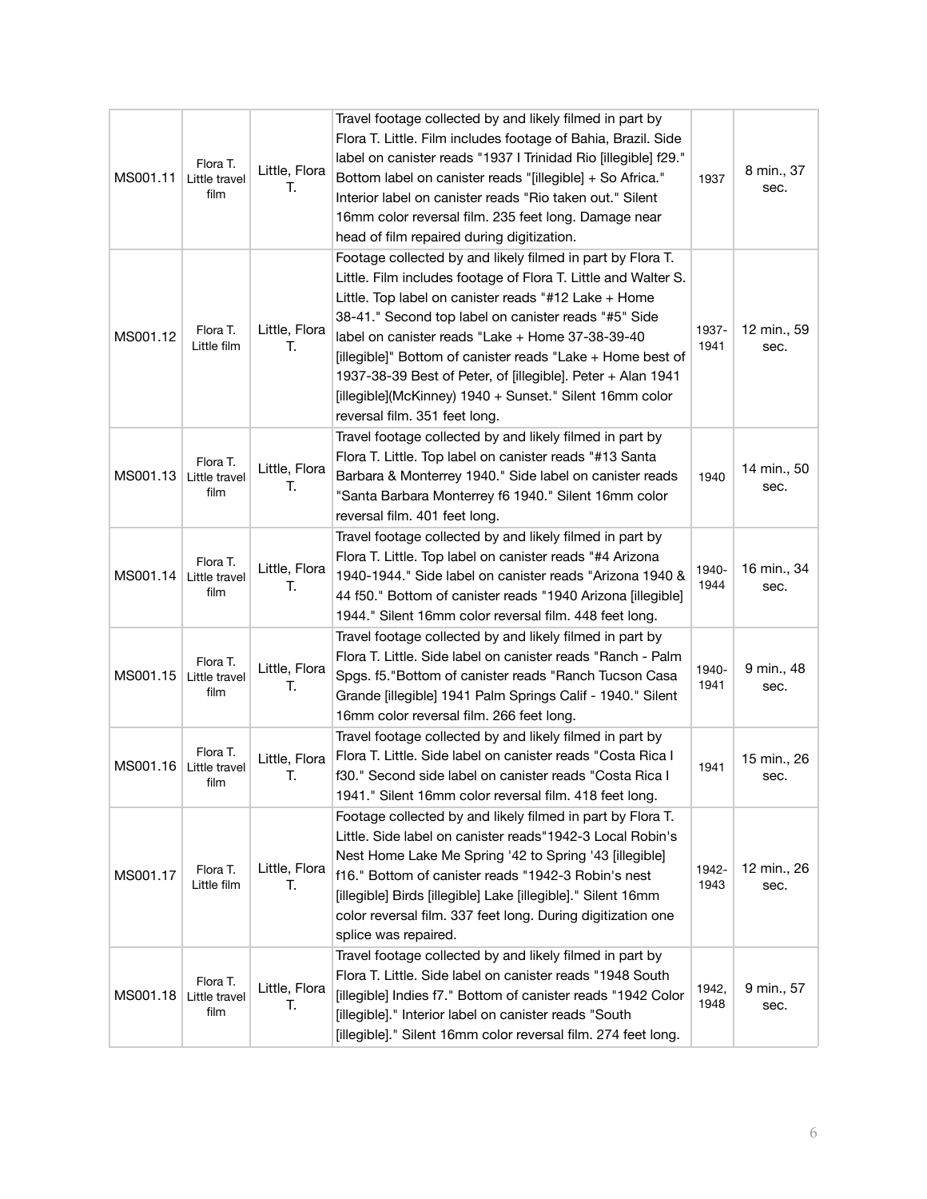| MS001.11 | Flora T. Little travel film | Little, Flora T. | Travel footage collected by and likely filmed in part by Flora T. Little. Film includes footage of Bahia, Brazil. Side label on canister reads "1937 I Trinidad Rio [illegible] f29." Bottom label on canister reads "[illegible] + So Africa." Interior label on canister reads "Rio taken out." Silent 16mm color reversal film. 235 feet long. Damage near head of film repaired during digitization. | 1937 | 8 min., 37 sec. |
|---|---|---|---|---|---|
| MS001.12 | Flora T. Little film | Little, Flora T. | Footage collected by and likely filmed in part by Flora T. Little. Film includes footage of Flora T. Little and Walter S. Little. Top label on canister reads "#12 Lake + Home 38-41." Second top label on canister reads "#5" Side label on canister reads "Lake + Home 37-38-39-40 [illegible]" Bottom of canister reads "Lake + Home best of 1937-38-39 Best of Peter, of [illegible]. Peter + Alan 1941 [illegible](McKinney) 1940 + Sunset." Silent 16mm color reversal film. 351 feet long. | 1937-1941 | 12 min., 59 sec. |
| MS001.13 | Flora T. Little travel film | Little, Flora T. | Travel footage collected by and likely filmed in part by Flora T. Little. Top label on canister reads "#13 Santa Barbara & Monterrey 1940." Side label on canister reads "Santa Barbara Monterrey f6 1940." Silent 16mm color reversal film. 401 feet long. | 1940 | 14 min., 50 sec. |
| MS001.14 | Flora T. Little travel film | Little, Flora T. | Travel footage collected by and likely filmed in part by Flora T. Little. Top label on canister reads "#4 Arizona 1940-1944." Side label on canister reads "Arizona 1940 & 44 f50." Bottom of canister reads "1940 Arizona [illegible] 1944." Silent 16mm color reversal film. 448 feet long. | 1940-1944 | 16 min., 34 sec. |
| MS001.15 | Flora T. Little travel film | Little, Flora T. | Travel footage collected by and likely filmed in part by Flora T. Little. Side label on canister reads "Ranch - Palm Spgs. f5."Bottom of canister reads "Ranch Tucson Casa Grande [illegible] 1941 Palm Springs Calif - 1940." Silent 16mm color reversal film. 266 feet long. | 1940-1941 | 9 min., 48 sec. |
| MS001.16 | Flora T. Little travel film | Little, Flora T. | Travel footage collected by and likely filmed in part by Flora T. Little. Side label on canister reads "Costa Rica I f30." Second side label on canister reads "Costa Rica I 1941." Silent 16mm color reversal film. 418 feet long. | 1941 | 15 min., 26 sec. |
| MS001.17 | Flora T. Little film | Little, Flora T. | Footage collected by and likely filmed in part by Flora T. Little. Side label on canister reads"1942-3 Local Robin's Nest Home Lake Me Spring '42 to Spring '43 [illegible] f16." Bottom of canister reads "1942-3 Robin's nest [illegible] Birds [illegible] Lake [illegible]." Silent 16mm color reversal film. 337 feet long. During digitization one splice was repaired. | 1942-1943 | 12 min., 26 sec. |
| MS001.18 | Flora T. Little travel film | Little, Flora T. | Travel footage collected by and likely filmed in part by Flora T. Little. Side label on canister reads "1948 South [illegible] Indies f7." Bottom of canister reads "1942 Color [illegible]." Interior label on canister reads "South [illegible]." Silent 16mm color reversal film. 274 feet long. | 1942, 1948 | 9 min., 57 sec. |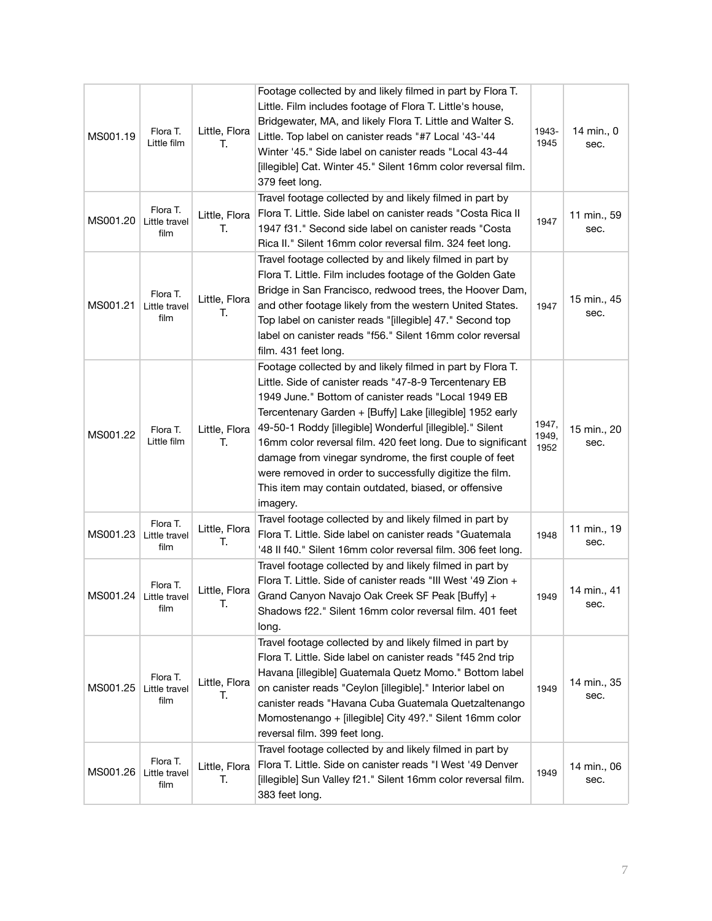| MS001.19 | Flora T. Little film | Little, Flora T. | Footage collected by and likely filmed in part by Flora T. Little. Film includes footage of Flora T. Little's house, Bridgewater, MA, and likely Flora T. Little and Walter S. Little. Top label on canister reads "#7 Local '43-'44 Winter '45." Side label on canister reads "Local 43-44 [illegible] Cat. Winter 45." Silent 16mm color reversal film. 379 feet long. | 1943-1945 | 14 min., 0 sec. |
|---|---|---|---|---|---|
| MS001.20 | Flora T. Little travel film | Little, Flora T. | Travel footage collected by and likely filmed in part by Flora T. Little. Side label on canister reads "Costa Rica II 1947 f31." Second side label on canister reads "Costa Rica II." Silent 16mm color reversal film. 324 feet long. | 1947 | 11 min., 59 sec. |
| MS001.21 | Flora T. Little travel film | Little, Flora T. | Travel footage collected by and likely filmed in part by Flora T. Little. Film includes footage of the Golden Gate Bridge in San Francisco, redwood trees, the Hoover Dam, and other footage likely from the western United States. Top label on canister reads "[illegible] 47." Second top label on canister reads "f56." Silent 16mm color reversal film. 431 feet long. | 1947 | 15 min., 45 sec. |
| MS001.22 | Flora T. Little film | Little, Flora T. | Footage collected by and likely filmed in part by Flora T. Little. Side of canister reads "47-8-9 Tercentenary EB 1949 June." Bottom of canister reads "Local 1949 EB Tercentenary Garden + [Buffy] Lake [illegible] 1952 early 49-50-1 Roddy [illegible] Wonderful [illegible]." Silent 16mm color reversal film. 420 feet long. Due to significant damage from vinegar syndrome, the first couple of feet were removed in order to successfully digitize the film. This item may contain outdated, biased, or offensive imagery. | 1947, 1949, 1952 | 15 min., 20 sec. |
| MS001.23 | Flora T. Little travel film | Little, Flora T. | Travel footage collected by and likely filmed in part by Flora T. Little. Side label on canister reads "Guatemala '48 II f40." Silent 16mm color reversal film. 306 feet long. | 1948 | 11 min., 19 sec. |
| MS001.24 | Flora T. Little travel film | Little, Flora T. | Travel footage collected by and likely filmed in part by Flora T. Little. Side of canister reads "III West '49 Zion + Grand Canyon Navajo Oak Creek SF Peak [Buffy] + Shadows f22." Silent 16mm color reversal film. 401 feet long. | 1949 | 14 min., 41 sec. |
| MS001.25 | Flora T. Little travel film | Little, Flora T. | Travel footage collected by and likely filmed in part by Flora T. Little. Side label on canister reads "f45 2nd trip Havana [illegible] Guatemala Quetz Momo." Bottom label on canister reads "Ceylon [illegible]." Interior label on canister reads "Havana Cuba Guatemala Quetzaltenango Momostenango + [illegible] City 49?." Silent 16mm color reversal film. 399 feet long. | 1949 | 14 min., 35 sec. |
| MS001.26 | Flora T. Little travel film | Little, Flora T. | Travel footage collected by and likely filmed in part by Flora T. Little. Side on canister reads "I West '49 Denver [illegible] Sun Valley f21." Silent 16mm color reversal film. 383 feet long. | 1949 | 14 min., 06 sec. |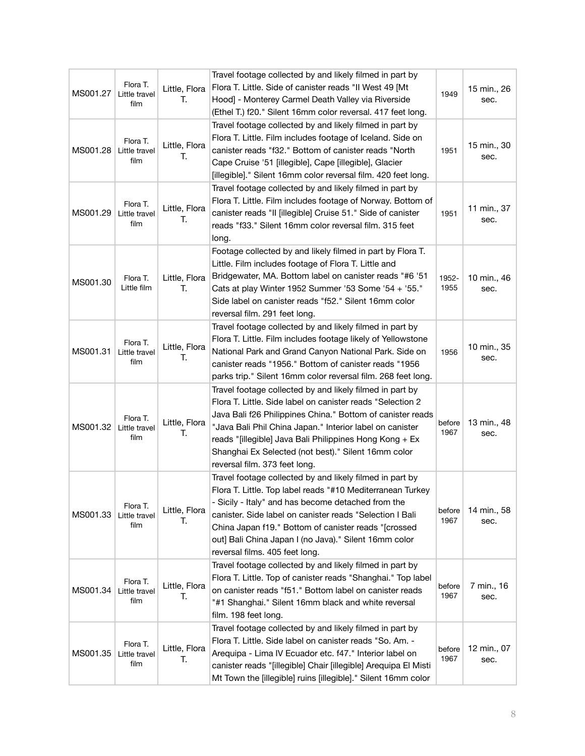| MS001.27 | Flora T. Little travel film | Little, Flora T. | Travel footage collected by and likely filmed in part by Flora T. Little. Side of canister reads "II West 49 [Mt Hood] - Monterey Carmel Death Valley via Riverside (Ethel T.) f20." Silent 16mm color reversal. 417 feet long. | 1949 | 15 min., 26 sec. |
|---|---|---|---|---|---|
| MS001.28 | Flora T. Little travel film | Little, Flora T. | Travel footage collected by and likely filmed in part by Flora T. Little. Film includes footage of Iceland. Side on canister reads "f32." Bottom of canister reads "North Cape Cruise '51 [illegible], Cape [illegible], Glacier [illegible]." Silent 16mm color reversal film. 420 feet long. | 1951 | 15 min., 30 sec. |
| MS001.29 | Flora T. Little travel film | Little, Flora T. | Travel footage collected by and likely filmed in part by Flora T. Little. Film includes footage of Norway. Bottom of canister reads "II [illegible] Cruise 51." Side of canister reads "f33." Silent 16mm color reversal film. 315 feet long. | 1951 | 11 min., 37 sec. |
| MS001.30 | Flora T. Little film | Little, Flora T. | Footage collected by and likely filmed in part by Flora T. Little. Film includes footage of Flora T. Little and Bridgewater, MA. Bottom label on canister reads "#6 '51 Cats at play Winter 1952 Summer '53 Some '54 + '55." Side label on canister reads "f52." Silent 16mm color reversal film. 291 feet long. | 1952-1955 | 10 min., 46 sec. |
| MS001.31 | Flora T. Little travel film | Little, Flora T. | Travel footage collected by and likely filmed in part by Flora T. Little. Film includes footage likely of Yellowstone National Park and Grand Canyon National Park. Side on canister reads "1956." Bottom of canister reads "1956 parks trip." Silent 16mm color reversal film. 268 feet long. | 1956 | 10 min., 35 sec. |
| MS001.32 | Flora T. Little travel film | Little, Flora T. | Travel footage collected by and likely filmed in part by Flora T. Little. Side label on canister reads "Selection 2 Java Bali f26 Philippines China." Bottom of canister reads "Java Bali Phil China Japan." Interior label on canister reads "[illegible] Java Bali Philippines Hong Kong + Ex Shanghai Ex Selected (not best)." Silent 16mm color reversal film. 373 feet long. | before 1967 | 13 min., 48 sec. |
| MS001.33 | Flora T. Little travel film | Little, Flora T. | Travel footage collected by and likely filmed in part by Flora T. Little. Top label reads "#10 Mediterranean Turkey - Sicily - Italy" and has become detached from the canister. Side label on canister reads "Selection I Bali China Japan f19." Bottom of canister reads "[crossed out] Bali China Japan I (no Java)." Silent 16mm color reversal films. 405 feet long. | before 1967 | 14 min., 58 sec. |
| MS001.34 | Flora T. Little travel film | Little, Flora T. | Travel footage collected by and likely filmed in part by Flora T. Little. Top of canister reads "Shanghai." Top label on canister reads "f51." Bottom label on canister reads "#1 Shanghai." Silent 16mm black and white reversal film. 198 feet long. | before 1967 | 7 min., 16 sec. |
| MS001.35 | Flora T. Little travel film | Little, Flora T. | Travel footage collected by and likely filmed in part by Flora T. Little. Side label on canister reads "So. Am. - Arequipa - Lima IV Ecuador etc. f47." Interior label on canister reads "[illegible] Chair [illegible] Arequipa El Misti Mt Town the [illegible] ruins [illegible]." Silent 16mm color | before 1967 | 12 min., 07 sec. |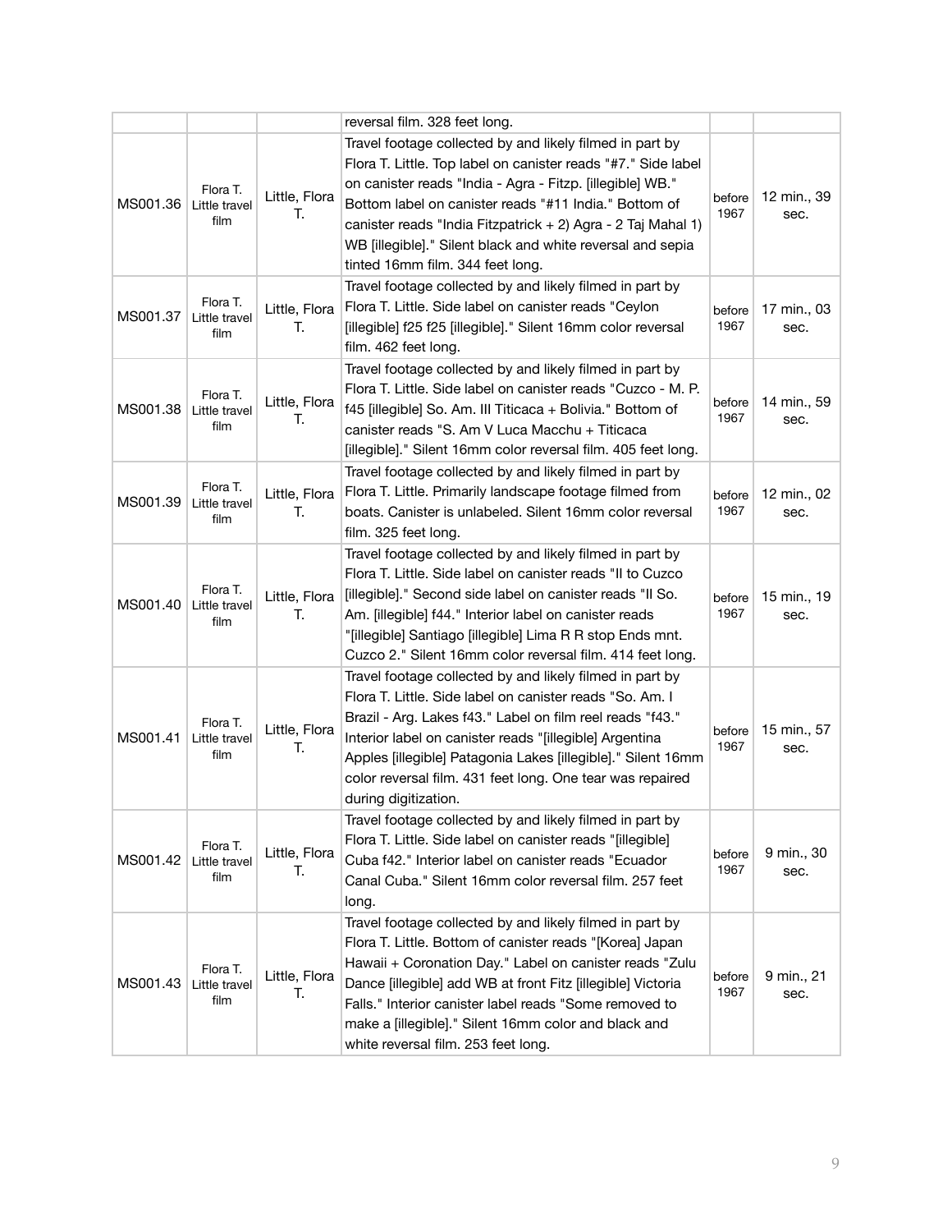| | | | | | |
|---|---|---|---|---|---|
| | | | reversal film. 328 feet long. | | |
| MS001.36 | Flora T. Little travel film | Little, Flora T. | Travel footage collected by and likely filmed in part by Flora T. Little. Top label on canister reads "#7." Side label on canister reads "India - Agra - Fitzp. [illegible] WB." Bottom label on canister reads "#11 India." Bottom of canister reads "India Fitzpatrick + 2) Agra - 2 Taj Mahal 1) WB [illegible]." Silent black and white reversal and sepia tinted 16mm film. 344 feet long. | before 1967 | 12 min., 39 sec. |
| MS001.37 | Flora T. Little travel film | Little, Flora T. | Travel footage collected by and likely filmed in part by Flora T. Little. Side label on canister reads "Ceylon [illegible] f25 f25 [illegible]." Silent 16mm color reversal film. 462 feet long. | before 1967 | 17 min., 03 sec. |
| MS001.38 | Flora T. Little travel film | Little, Flora T. | Travel footage collected by and likely filmed in part by Flora T. Little. Side label on canister reads "Cuzco - M. P. f45 [illegible] So. Am. III Titicaca + Bolivia." Bottom of canister reads "S. Am V Luca Macchu + Titicaca [illegible]." Silent 16mm color reversal film. 405 feet long. | before 1967 | 14 min., 59 sec. |
| MS001.39 | Flora T. Little travel film | Little, Flora T. | Travel footage collected by and likely filmed in part by Flora T. Little. Primarily landscape footage filmed from boats. Canister is unlabeled. Silent 16mm color reversal film. 325 feet long. | before 1967 | 12 min., 02 sec. |
| MS001.40 | Flora T. Little travel film | Little, Flora T. | Travel footage collected by and likely filmed in part by Flora T. Little. Side label on canister reads "II to Cuzco [illegible]." Second side label on canister reads "II So. Am. [illegible] f44." Interior label on canister reads "[illegible] Santiago [illegible] Lima R R stop Ends mnt. Cuzco 2." Silent 16mm color reversal film. 414 feet long. | before 1967 | 15 min., 19 sec. |
| MS001.41 | Flora T. Little travel film | Little, Flora T. | Travel footage collected by and likely filmed in part by Flora T. Little. Side label on canister reads "So. Am. I Brazil - Arg. Lakes f43." Label on film reel reads "f43." Interior label on canister reads "[illegible] Argentina Apples [illegible] Patagonia Lakes [illegible]." Silent 16mm color reversal film. 431 feet long. One tear was repaired during digitization. | before 1967 | 15 min., 57 sec. |
| MS001.42 | Flora T. Little travel film | Little, Flora T. | Travel footage collected by and likely filmed in part by Flora T. Little. Side label on canister reads "[illegible] Cuba f42." Interior label on canister reads "Ecuador Canal Cuba." Silent 16mm color reversal film. 257 feet long. | before 1967 | 9 min., 30 sec. |
| MS001.43 | Flora T. Little travel film | Little, Flora T. | Travel footage collected by and likely filmed in part by Flora T. Little. Bottom of canister reads "[Korea] Japan Hawaii + Coronation Day." Label on canister reads "Zulu Dance [illegible] add WB at front Fitz [illegible] Victoria Falls." Interior canister label reads "Some removed to make a [illegible]." Silent 16mm color and black and white reversal film. 253 feet long. | before 1967 | 9 min., 21 sec. |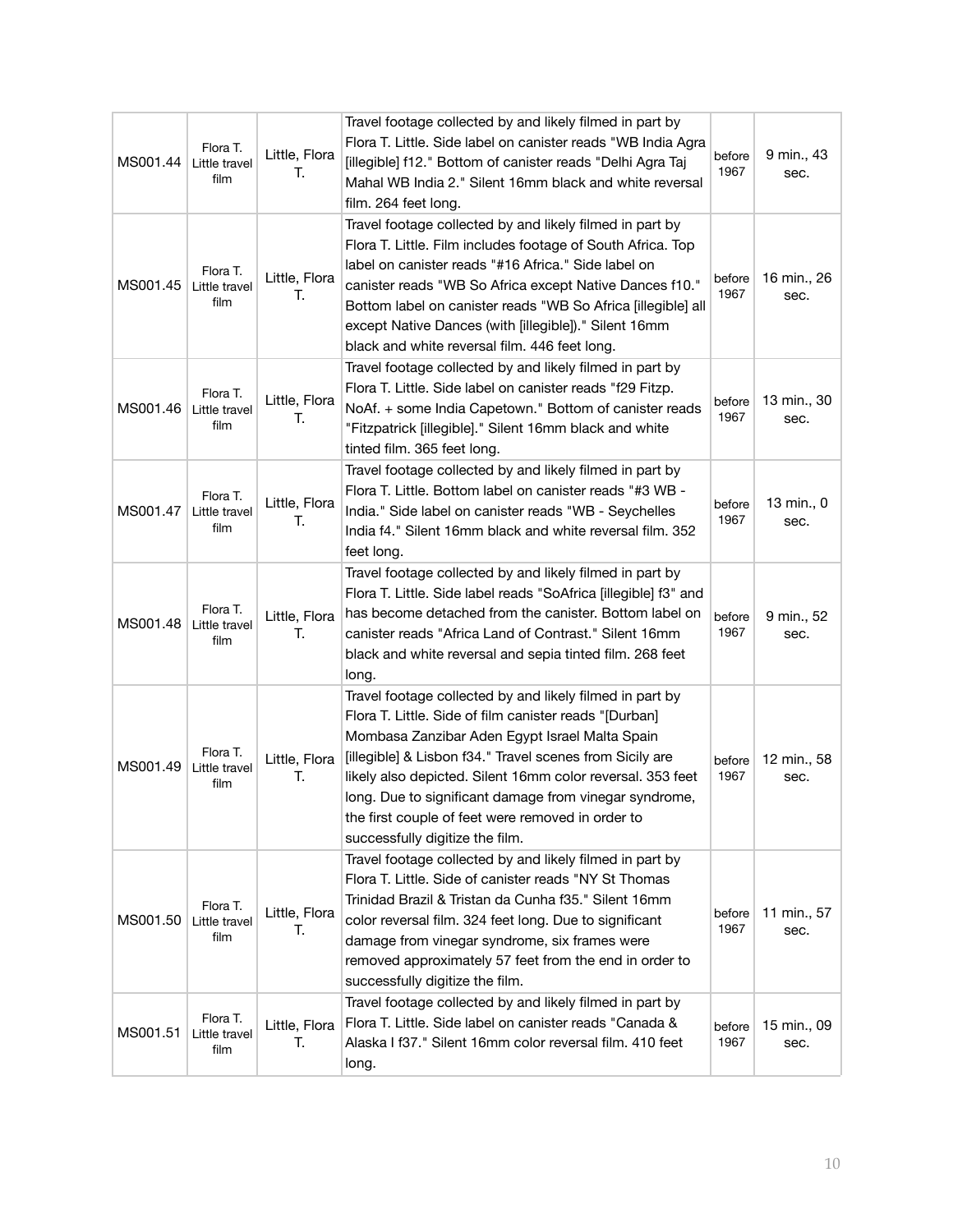| MS001.44 | Flora T. Little travel film | Little, Flora T. | Travel footage collected by and likely filmed in part by Flora T. Little. Side label on canister reads "WB India Agra [illegible] f12." Bottom of canister reads "Delhi Agra Taj Mahal WB India 2." Silent 16mm black and white reversal film. 264 feet long. | before 1967 | 9 min., 43 sec. |
|---|---|---|---|---|---|
| MS001.45 | Flora T. Little travel film | Little, Flora T. | Travel footage collected by and likely filmed in part by Flora T. Little. Film includes footage of South Africa. Top label on canister reads "#16 Africa." Side label on canister reads "WB So Africa except Native Dances f10." Bottom label on canister reads "WB So Africa [illegible] all except Native Dances (with [illegible])." Silent 16mm black and white reversal film. 446 feet long. | before 1967 | 16 min., 26 sec. |
| MS001.46 | Flora T. Little travel film | Little, Flora T. | Travel footage collected by and likely filmed in part by Flora T. Little. Side label on canister reads "f29 Fitzp. NoAf. + some India Capetown." Bottom of canister reads "Fitzpatrick [illegible]." Silent 16mm black and white tinted film. 365 feet long. | before 1967 | 13 min., 30 sec. |
| MS001.47 | Flora T. Little travel film | Little, Flora T. | Travel footage collected by and likely filmed in part by Flora T. Little. Bottom label on canister reads "#3 WB - India." Side label on canister reads "WB - Seychelles India f4." Silent 16mm black and white reversal film. 352 feet long. | before 1967 | 13 min., 0 sec. |
| MS001.48 | Flora T. Little travel film | Little, Flora T. | Travel footage collected by and likely filmed in part by Flora T. Little. Side label reads "SoAfrica [illegible] f3" and has become detached from the canister. Bottom label on canister reads "Africa Land of Contrast." Silent 16mm black and white reversal and sepia tinted film. 268 feet long. | before 1967 | 9 min., 52 sec. |
| MS001.49 | Flora T. Little travel film | Little, Flora T. | Travel footage collected by and likely filmed in part by Flora T. Little. Side of film canister reads "[Durban] Mombasa Zanzibar Aden Egypt Israel Malta Spain [illegible] & Lisbon f34." Travel scenes from Sicily are likely also depicted. Silent 16mm color reversal. 353 feet long. Due to significant damage from vinegar syndrome, the first couple of feet were removed in order to successfully digitize the film. | before 1967 | 12 min., 58 sec. |
| MS001.50 | Flora T. Little travel film | Little, Flora T. | Travel footage collected by and likely filmed in part by Flora T. Little. Side of canister reads "NY St Thomas Trinidad Brazil & Tristan da Cunha f35." Silent 16mm color reversal film. 324 feet long. Due to significant damage from vinegar syndrome, six frames were removed approximately 57 feet from the end in order to successfully digitize the film. | before 1967 | 11 min., 57 sec. |
| MS001.51 | Flora T. Little travel film | Little, Flora T. | Travel footage collected by and likely filmed in part by Flora T. Little. Side label on canister reads "Canada & Alaska I f37." Silent 16mm color reversal film. 410 feet long. | before 1967 | 15 min., 09 sec. |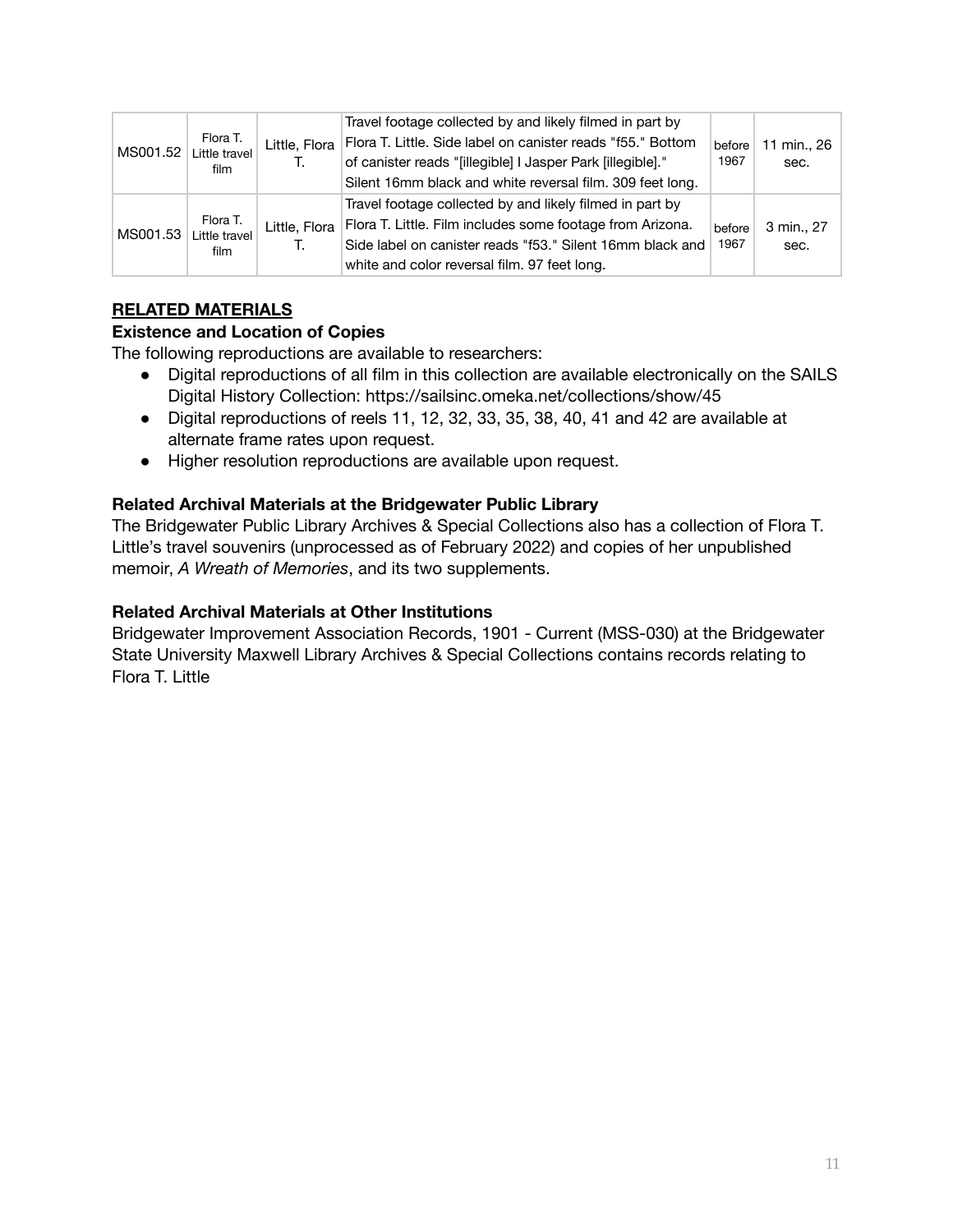| | | | | | |
|---|---|---|---|---|---|
| MS001.52 | Flora T. Little travel film | Little, Flora T. | Travel footage collected by and likely filmed in part by Flora T. Little. Side label on canister reads "f55." Bottom of canister reads "[illegible] I Jasper Park [illegible]." Silent 16mm black and white reversal film. 309 feet long. | before 1967 | 11 min., 26 sec. |
| MS001.53 | Flora T. Little travel film | Little, Flora T. | Travel footage collected by and likely filmed in part by Flora T. Little. Film includes some footage from Arizona. Side label on canister reads "f53." Silent 16mm black and white and color reversal film. 97 feet long. | before 1967 | 3 min., 27 sec. |

## RELATED MATERIALS

### Existence and Location of Copies

The following reproductions are available to researchers:

- Digital reproductions of all film in this collection are available electronically on the SAILS Digital History Collection: https://sailsinc.omeka.net/collections/show/45
- Digital reproductions of reels 11, 12, 32, 33, 35, 38, 40, 41 and 42 are available at alternate frame rates upon request.
- Higher resolution reproductions are available upon request.

### Related Archival Materials at the Bridgewater Public Library

The Bridgewater Public Library Archives & Special Collections also has a collection of Flora T. Little's travel souvenirs (unprocessed as of February 2022) and copies of her unpublished memoir, *A Wreath of Memories*, and its two supplements.

### Related Archival Materials at Other Institutions

Bridgewater Improvement Association Records, 1901 - Current (MSS-030) at the Bridgewater State University Maxwell Library Archives & Special Collections contains records relating to Flora T. Little